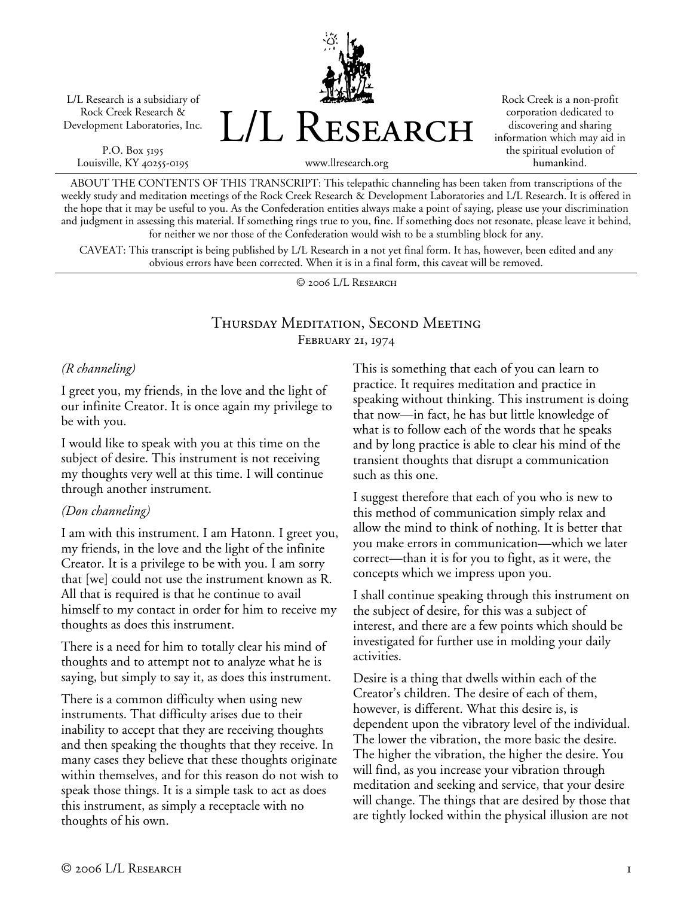L/L Research is a subsidiary of Rock Creek Research & Development Laboratories, Inc.

P.O. Box 5195
Louisville, KY 40255-0195

# L/L Research

www.llresearch.org

Rock Creek is a non-profit corporation dedicated to discovering and sharing information which may aid in the spiritual evolution of humankind.

ABOUT THE CONTENTS OF THIS TRANSCRIPT: This telepathic channeling has been taken from transcriptions of the weekly study and meditation meetings of the Rock Creek Research & Development Laboratories and L/L Research. It is offered in the hope that it may be useful to you. As the Confederation entities always make a point of saying, please use your discrimination and judgment in assessing this material. If something rings true to you, fine. If something does not resonate, please leave it behind, for neither we nor those of the Confederation would wish to be a stumbling block for any.

CAVEAT: This transcript is being published by L/L Research in a not yet final form. It has, however, been edited and any obvious errors have been corrected. When it is in a final form, this caveat will be removed.

© 2006 L/L Research

## Thursday Meditation, Second Meeting
### February 21, 1974

*(R channeling)*

I greet you, my friends, in the love and the light of our infinite Creator. It is once again my privilege to be with you.

I would like to speak with you at this time on the subject of desire. This instrument is not receiving my thoughts very well at this time. I will continue through another instrument.

*(Don channeling)*

I am with this instrument. I am Hatonn. I greet you, my friends, in the love and the light of the infinite Creator. It is a privilege to be with you. I am sorry that [we] could not use the instrument known as R. All that is required is that he continue to avail himself to my contact in order for him to receive my thoughts as does this instrument.

There is a need for him to totally clear his mind of thoughts and to attempt not to analyze what he is saying, but simply to say it, as does this instrument.

There is a common difficulty when using new instruments. That difficulty arises due to their inability to accept that they are receiving thoughts and then speaking the thoughts that they receive. In many cases they believe that these thoughts originate within themselves, and for this reason do not wish to speak those things. It is a simple task to act as does this instrument, as simply a receptacle with no thoughts of his own.

This is something that each of you can learn to practice. It requires meditation and practice in speaking without thinking. This instrument is doing that now—in fact, he has but little knowledge of what is to follow each of the words that he speaks and by long practice is able to clear his mind of the transient thoughts that disrupt a communication such as this one.

I suggest therefore that each of you who is new to this method of communication simply relax and allow the mind to think of nothing. It is better that you make errors in communication—which we later correct—than it is for you to fight, as it were, the concepts which we impress upon you.

I shall continue speaking through this instrument on the subject of desire, for this was a subject of interest, and there are a few points which should be investigated for further use in molding your daily activities.

Desire is a thing that dwells within each of the Creator's children. The desire of each of them, however, is different. What this desire is, is dependent upon the vibratory level of the individual. The lower the vibration, the more basic the desire. The higher the vibration, the higher the desire. You will find, as you increase your vibration through meditation and seeking and service, that your desire will change. The things that are desired by those that are tightly locked within the physical illusion are not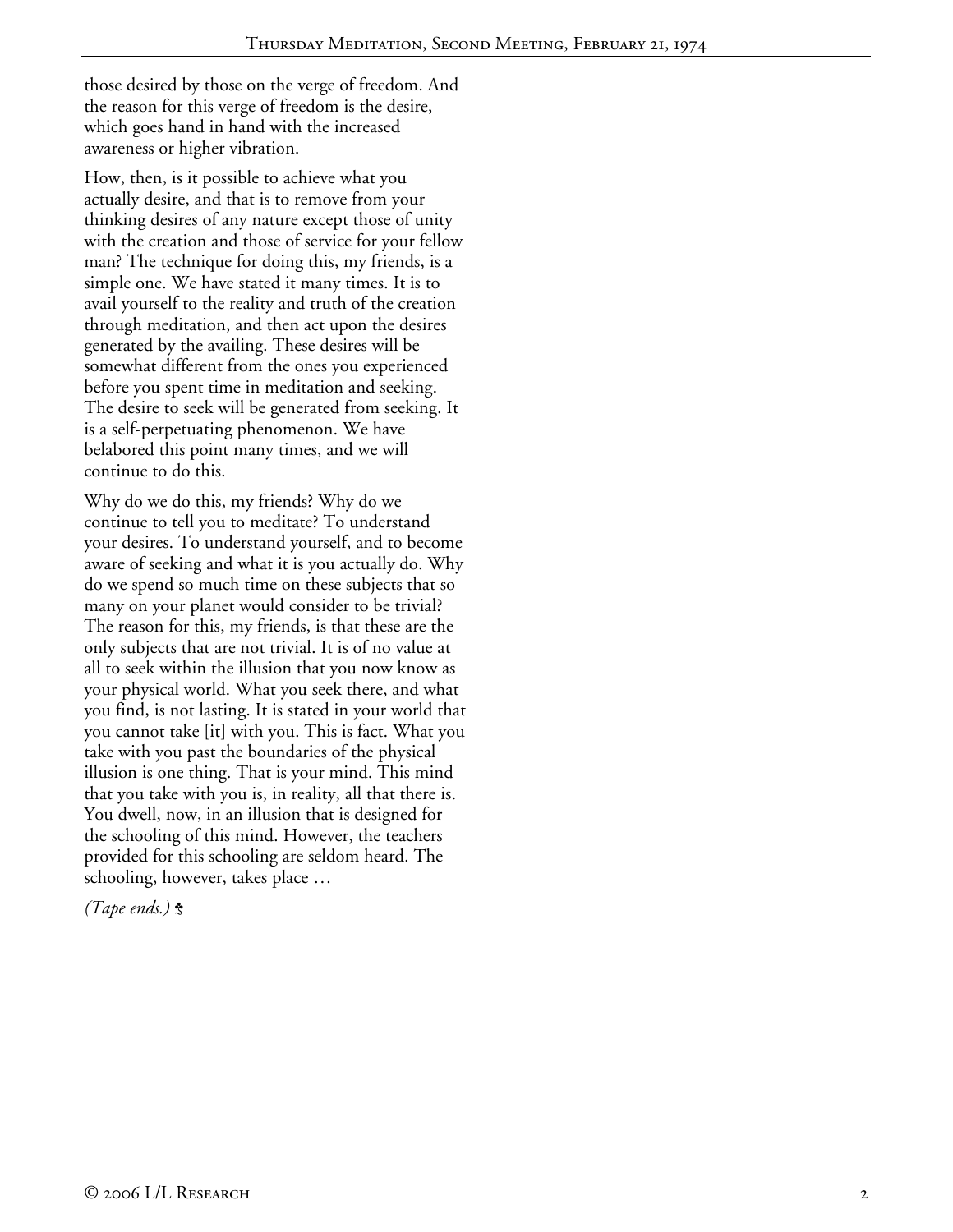those desired by those on the verge of freedom. And the reason for this verge of freedom is the desire, which goes hand in hand with the increased awareness or higher vibration.

How, then, is it possible to achieve what you actually desire, and that is to remove from your thinking desires of any nature except those of unity with the creation and those of service for your fellow man? The technique for doing this, my friends, is a simple one. We have stated it many times. It is to avail yourself to the reality and truth of the creation through meditation, and then act upon the desires generated by the availing. These desires will be somewhat different from the ones you experienced before you spent time in meditation and seeking. The desire to seek will be generated from seeking. It is a self-perpetuating phenomenon. We have belabored this point many times, and we will continue to do this.

Why do we do this, my friends? Why do we continue to tell you to meditate? To understand your desires. To understand yourself, and to become aware of seeking and what it is you actually do. Why do we spend so much time on these subjects that so many on your planet would consider to be trivial? The reason for this, my friends, is that these are the only subjects that are not trivial. It is of no value at all to seek within the illusion that you now know as your physical world. What you seek there, and what you find, is not lasting. It is stated in your world that you cannot take [it] with you. This is fact. What you take with you past the boundaries of the physical illusion is one thing. That is your mind. This mind that you take with you is, in reality, all that there is. You dwell, now, in an illusion that is designed for the schooling of this mind. However, the teachers provided for this schooling are seldom heard. The schooling, however, takes place …

*(Tape ends.)* ♰